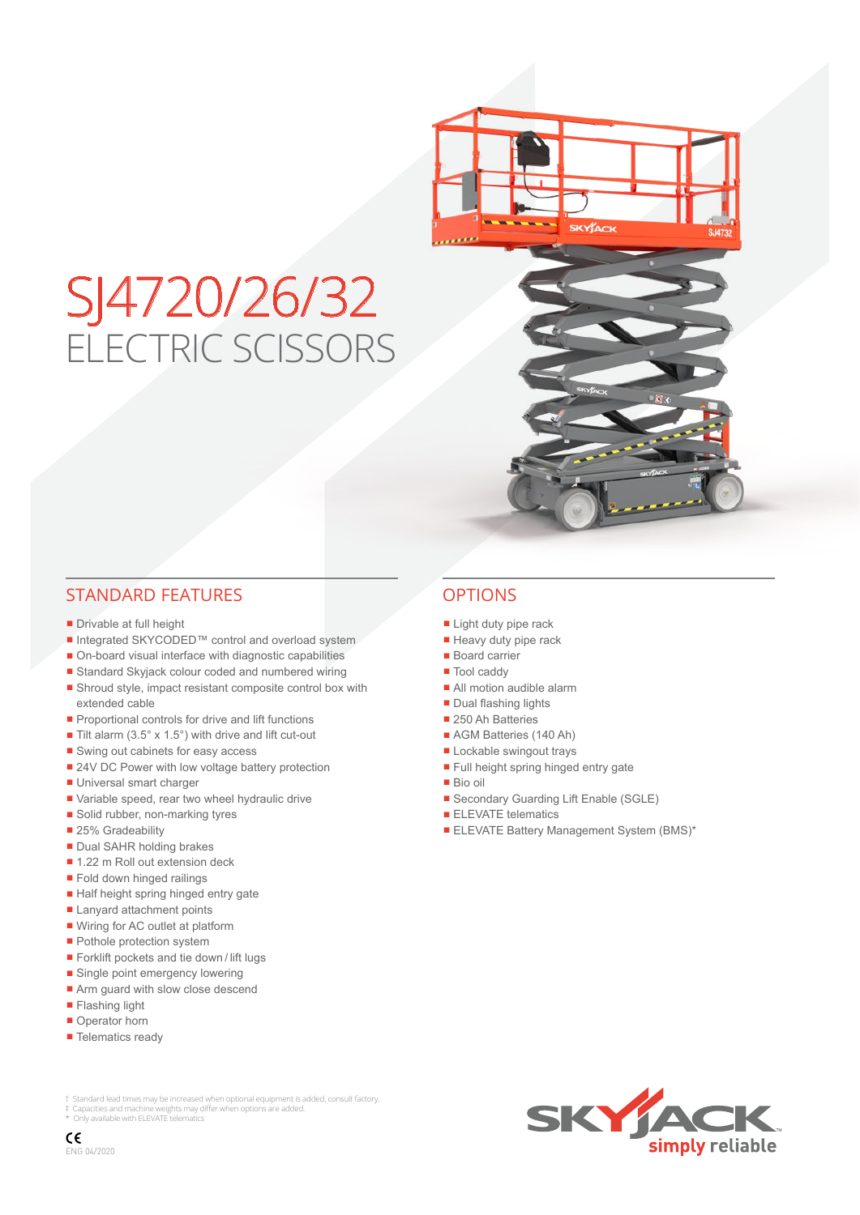# SJ4720/26/32

## ELECTRIC SCISSORS

## STANDARD FEATURES

- Drivable at full height
- Integrated SKYCODED™ control and overload system
- On-board visual interface with diagnostic capabilities
- Standard Skyjack colour coded and numbered wiring
- Shroud style, impact resistant composite control box with extended cable
- Proportional controls for drive and lift functions
- Tilt alarm (3.5° x 1.5°) with drive and lift cut-out
- Swing out cabinets for easy access
- 24V DC Power with low voltage battery protection
- Universal smart charger
- Variable speed, rear two wheel hydraulic drive
- Solid rubber, non-marking tyres
- 25% Gradeability
- Dual SAHR holding brakes
- 1.22 m Roll out extension deck
- Fold down hinged railings
- Half height spring hinged entry gate
- Lanyard attachment points
- Wiring for AC outlet at platform
- Pothole protection system
- Forklift pockets and tie down / lift lugs
- Single point emergency lowering
- Arm guard with slow close descend
- Flashing light
- Operator horn
- Telematics ready

## OPTIONS

- Light duty pipe rack
- Heavy duty pipe rack
- Board carrier
- Tool caddy
- All motion audible alarm
- Dual flashing lights
- 250 Ah Batteries
- AGM Batteries (140 Ah)
- Lockable swingout trays
- Full height spring hinged entry gate
- Bio oil
- Secondary Guarding Lift Enable (SGLE)
- ELEVATE telematics
- ELEVATE Battery Management System (BMS)*

† Standard lead times may be increased when optional equipment is added, consult factory.
‡ Capacities and machine weights may differ when options are added.
\* Only available with ELEVATE telematics

CE
ENG 04/2020

SKYJACK simply reliable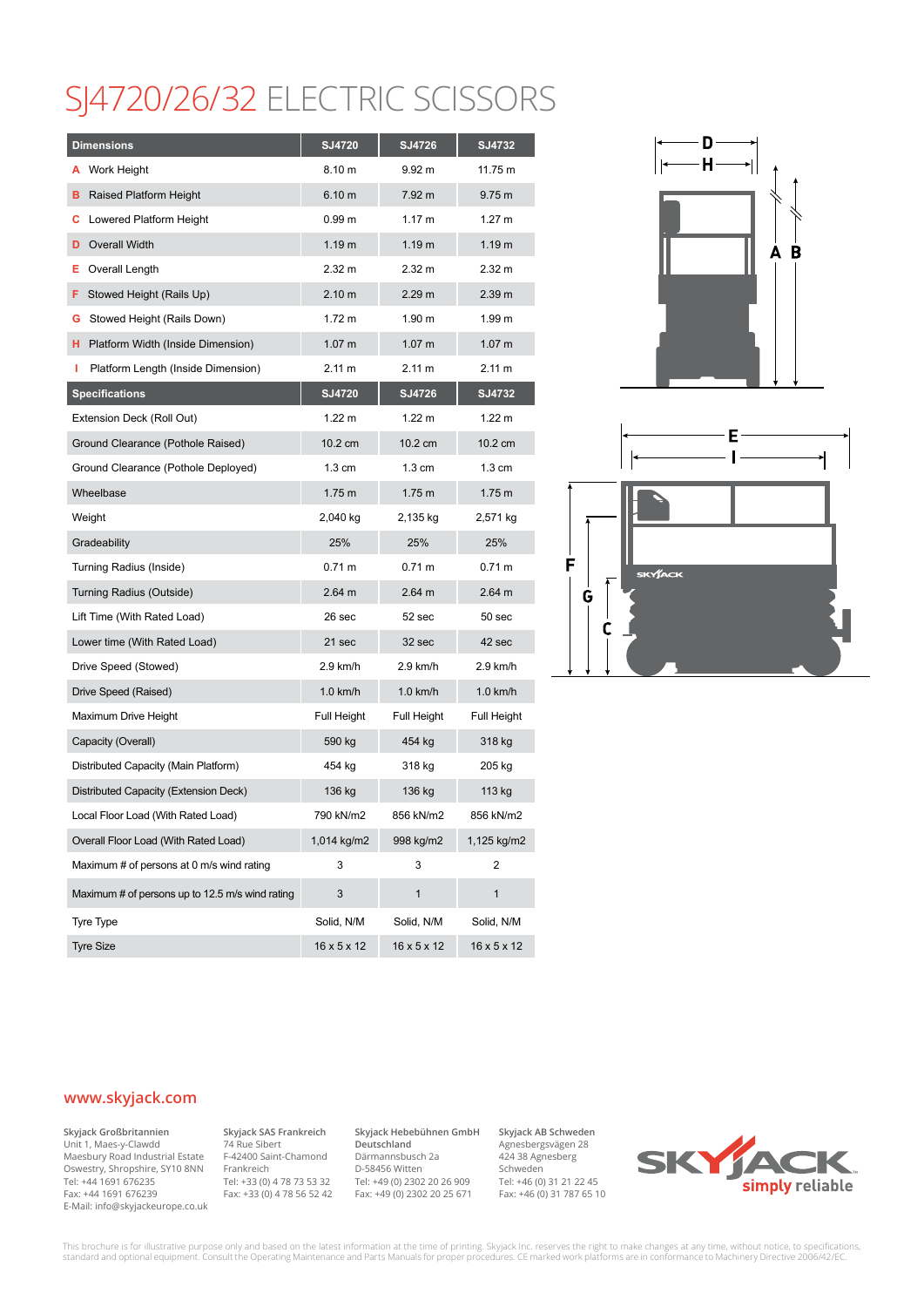# SJ4720/26/32 ELECTRIC SCISSORS

| Dimensions | SJ4720 | SJ4726 | SJ4732 |
|---|---|---|---|
| A Work Height | 8.10 m | 9.92 m | 11.75 m |
| B Raised Platform Height | 6.10 m | 7.92 m | 9.75 m |
| C Lowered Platform Height | 0.99 m | 1.17 m | 1.27 m |
| D Overall Width | 1.19 m | 1.19 m | 1.19 m |
| E Overall Length | 2.32 m | 2.32 m | 2.32 m |
| F Stowed Height (Rails Up) | 2.10 m | 2.29 m | 2.39 m |
| G Stowed Height (Rails Down) | 1.72 m | 1.90 m | 1.99 m |
| H Platform Width (Inside Dimension) | 1.07 m | 1.07 m | 1.07 m |
| I Platform Length (Inside Dimension) | 2.11 m | 2.11 m | 2.11 m |
| **Specifications** | **SJ4720** | **SJ4726** | **SJ4732** |
| Extension Deck (Roll Out) | 1.22 m | 1.22 m | 1.22 m |
| Ground Clearance (Pothole Raised) | 10.2 cm | 10.2 cm | 10.2 cm |
| Ground Clearance (Pothole Deployed) | 1.3 cm | 1.3 cm | 1.3 cm |
| Wheelbase | 1.75 m | 1.75 m | 1.75 m |
| Weight | 2,040 kg | 2,135 kg | 2,571 kg |
| Gradeability | 25% | 25% | 25% |
| Turning Radius (Inside) | 0.71 m | 0.71 m | 0.71 m |
| Turning Radius (Outside) | 2.64 m | 2.64 m | 2.64 m |
| Lift Time (With Rated Load) | 26 sec | 52 sec | 50 sec |
| Lower time (With Rated Load) | 21 sec | 32 sec | 42 sec |
| Drive Speed (Stowed) | 2.9 km/h | 2.9 km/h | 2.9 km/h |
| Drive Speed (Raised) | 1.0 km/h | 1.0 km/h | 1.0 km/h |
| Maximum Drive Height | Full Height | Full Height | Full Height |
| Capacity (Overall) | 590 kg | 454 kg | 318 kg |
| Distributed Capacity (Main Platform) | 454 kg | 318 kg | 205 kg |
| Distributed Capacity (Extension Deck) | 136 kg | 136 kg | 113 kg |
| Local Floor Load (With Rated Load) | 790 kN/m2 | 856 kN/m2 | 856 kN/m2 |
| Overall Floor Load (With Rated Load) | 1,014 kg/m2 | 998 kg/m2 | 1,125 kg/m2 |
| Maximum # of persons at 0 m/s wind rating | 3 | 3 | 2 |
| Maximum # of persons up to 12.5 m/s wind rating | 3 | 1 | 1 |
| Tyre Type | Solid, N/M | Solid, N/M | Solid, N/M |
| Tyre Size | 16 x 5 x 12 | 16 x 5 x 12 | 16 x 5 x 12 |

D
H
A B
E
I
F
G
C

**www.skyjack.com**

**Skyjack Großbritannien**
Unit 1, Maes-y-Clawdd
Maesbury Road Industrial Estate
Oswestry, Shropshire, SY10 8NN
Tel: +44 1691 676235
Fax: +44 1691 676239
E-Mail: info@skyjackeurope.co.uk

**Skyjack SAS Frankreich**
74 Rue Sibert
F-42400 Saint-Chamond
Frankreich
Tel: +33 (0) 4 78 73 53 32
Fax: +33 (0) 4 78 56 52 42

**Skyjack Hebebühnen GmbH Deutschland**
Därmannsbusch 2a
D-58456 Witten
Tel: +49 (0) 2302 20 26 909
Fax: +49 (0) 2302 20 25 671

**Skyjack AB Schweden**
Agnesbergsvägen 28
424 38 Agnesberg
Schweden
Tel: +46 (0) 31 21 22 45
Fax: +46 (0) 31 787 65 10

SKYJACK simply reliable

This brochure is for illustrative purpose only and based on the latest information at the time of printing. Skyjack Inc. reserves the right to make changes at any time, without notice, to specifications, standard and optional equipment. Consult the Operating Maintenance and Parts Manuals for proper procedures. CE marked work platforms are in conformance to Machinery Directive 2006/42/EC.